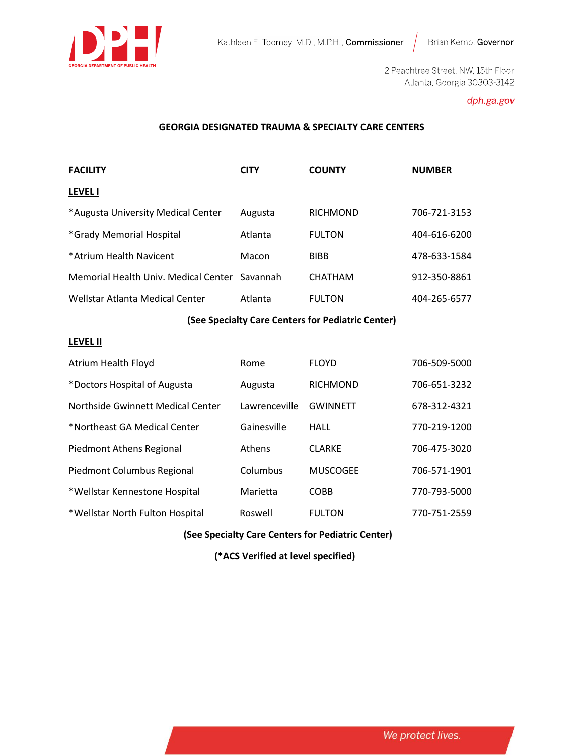Kathleen E. Toomey, M.D., M.P.H., **Commissioner** | Brian Kemp, **Governor**

2 Peachtree Street, NW, 15th Floor
Atlanta, Georgia 30303-3142

*dph.ga.gov*

## GEORGIA DESIGNATED TRAUMA & SPECIALTY CARE CENTERS

| FACILITY | CITY | COUNTY | NUMBER |
|---|---|---|---|
| **LEVEL I** | | | |
| *Augusta University Medical Center | Augusta | RICHMOND | 706-721-3153 |
| *Grady Memorial Hospital | Atlanta | FULTON | 404-616-6200 |
| *Atrium Health Navicent | Macon | BIBB | 478-633-1584 |
| Memorial Health Univ. Medical Center | Savannah | CHATHAM | 912-350-8861 |
| Wellstar Atlanta Medical Center | Atlanta | FULTON | 404-265-6577 |

**(See Specialty Care Centers for Pediatric Center)**

| FACILITY | CITY | COUNTY | NUMBER |
|---|---|---|---|
| **LEVEL II** | | | |
| Atrium Health Floyd | Rome | FLOYD | 706-509-5000 |
| *Doctors Hospital of Augusta | Augusta | RICHMOND | 706-651-3232 |
| Northside Gwinnett Medical Center | Lawrenceville | GWINNETT | 678-312-4321 |
| *Northeast GA Medical Center | Gainesville | HALL | 770-219-1200 |
| Piedmont Athens Regional | Athens | CLARKE | 706-475-3020 |
| Piedmont Columbus Regional | Columbus | MUSCOGEE | 706-571-1901 |
| *Wellstar Kennestone Hospital | Marietta | COBB | 770-793-5000 |
| *Wellstar North Fulton Hospital | Roswell | FULTON | 770-751-2559 |

**(See Specialty Care Centers for Pediatric Center)**

**(*ACS Verified at level specified)**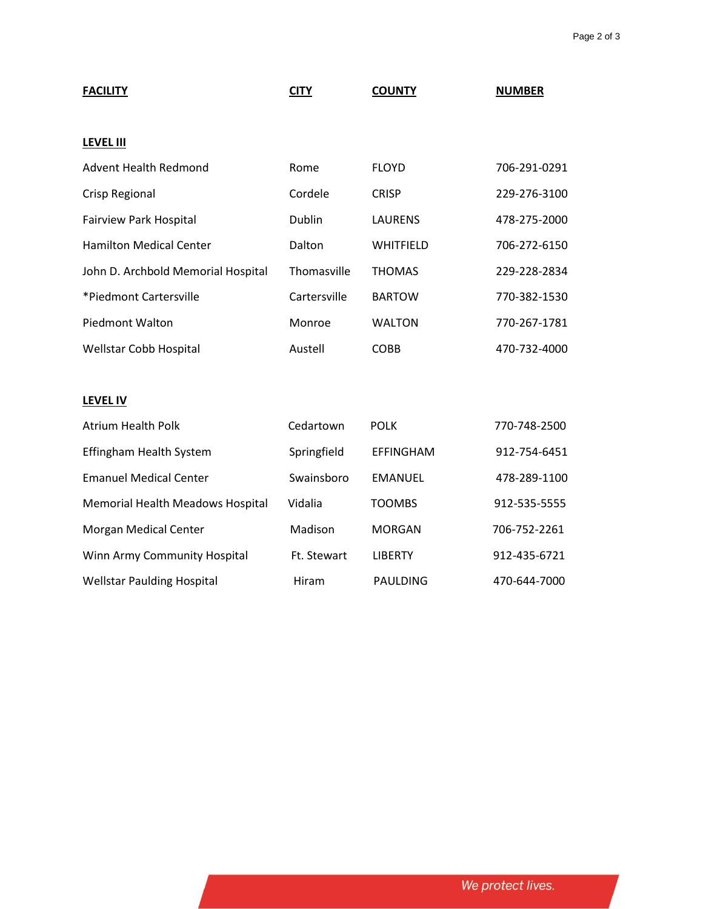| FACILITY | CITY | COUNTY | NUMBER |
|---|---|---|---|
| **LEVEL III** | | | |
| Advent Health Redmond | Rome | FLOYD | 706-291-0291 |
| Crisp Regional | Cordele | CRISP | 229-276-3100 |
| Fairview Park Hospital | Dublin | LAURENS | 478-275-2000 |
| Hamilton Medical Center | Dalton | WHITFIELD | 706-272-6150 |
| John D. Archbold Memorial Hospital | Thomasville | THOMAS | 229-228-2834 |
| *Piedmont Cartersville | Cartersville | BARTOW | 770-382-1530 |
| Piedmont Walton | Monroe | WALTON | 770-267-1781 |
| Wellstar Cobb Hospital | Austell | COBB | 470-732-4000 |
| **LEVEL IV** | | | |
| Atrium Health Polk | Cedartown | POLK | 770-748-2500 |
| Effingham Health System | Springfield | EFFINGHAM | 912-754-6451 |
| Emanuel Medical Center | Swainsboro | EMANUEL | 478-289-1100 |
| Memorial Health Meadows Hospital | Vidalia | TOOMBS | 912-535-5555 |
| Morgan Medical Center | Madison | MORGAN | 706-752-2261 |
| Winn Army Community Hospital | Ft. Stewart | LIBERTY | 912-435-6721 |
| Wellstar Paulding Hospital | Hiram | PAULDING | 470-644-7000 |

*We protect lives.*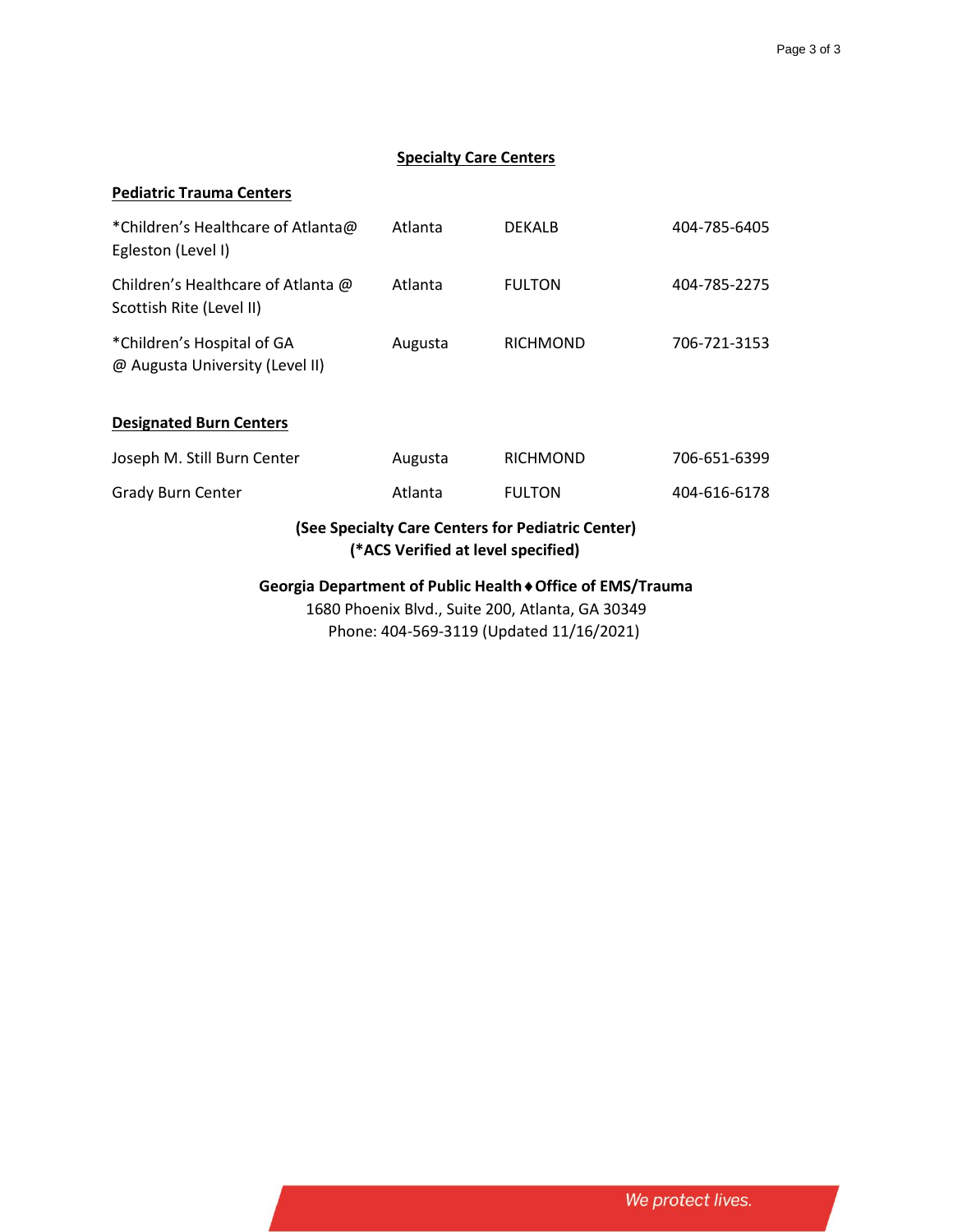## Specialty Care Centers

### Pediatric Trauma Centers

| | | | |
|---|---|---|---|
| *Children's Healthcare of Atlanta@ Egleston (Level I) | Atlanta | DEKALB | 404-785-6405 |
| Children's Healthcare of Atlanta @ Scottish Rite (Level II) | Atlanta | FULTON | 404-785-2275 |
| *Children's Hospital of GA @ Augusta University (Level II) | Augusta | RICHMOND | 706-721-3153 |

### Designated Burn Centers

| | | | |
|---|---|---|---|
| Joseph M. Still Burn Center | Augusta | RICHMOND | 706-651-6399 |
| Grady Burn Center | Atlanta | FULTON | 404-616-6178 |

**(See Specialty Care Centers for Pediatric Center)**
**(*ACS Verified at level specified)**

**Georgia Department of Public Health ♦ Office of EMS/Trauma**
1680 Phoenix Blvd., Suite 200, Atlanta, GA 30349
Phone: 404-569-3119 (Updated 11/16/2021)

*We protect lives.*